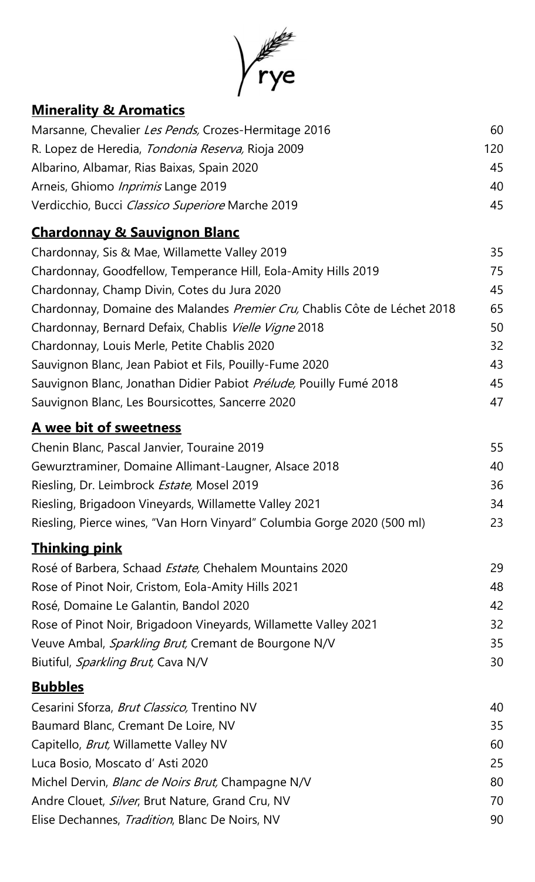# rye

## Minerality & Aromatics

| | |
|---|---|
| Marsanne, Chevalier *Les Pends,* Crozes-Hermitage 2016 | 60 |
| R. Lopez de Heredia, *Tondonia Reserva,* Rioja 2009 | 120 |
| Albarino, Albamar, Rias Baixas, Spain 2020 | 45 |
| Arneis, Ghiomo *Inprimis* Lange 2019 | 40 |
| Verdicchio, Bucci *Classico Superiore* Marche 2019 | 45 |

## Chardonnay & Sauvignon Blanc

| | |
|---|---|
| Chardonnay, Sis & Mae, Willamette Valley 2019 | 35 |
| Chardonnay, Goodfellow, Temperance Hill, Eola-Amity Hills 2019 | 75 |
| Chardonnay, Champ Divin, Cotes du Jura 2020 | 45 |
| Chardonnay, Domaine des Malandes *Premier Cru,* Chablis Côte de Léchet 2018 | 65 |
| Chardonnay, Bernard Defaix, Chablis *Vielle Vigne* 2018 | 50 |
| Chardonnay, Louis Merle, Petite Chablis 2020 | 32 |
| Sauvignon Blanc, Jean Pabiot et Fils, Pouilly-Fume 2020 | 43 |
| Sauvignon Blanc, Jonathan Didier Pabiot *Prélude,* Pouilly Fumé 2018 | 45 |
| Sauvignon Blanc, Les Boursicottes, Sancerre 2020 | 47 |

## A wee bit of sweetness

| | |
|---|---|
| Chenin Blanc, Pascal Janvier, Touraine 2019 | 55 |
| Gewurztraminer, Domaine Allimant-Laugner, Alsace 2018 | 40 |
| Riesling, Dr. Leimbrock *Estate,* Mosel 2019 | 36 |
| Riesling, Brigadoon Vineyards, Willamette Valley 2021 | 34 |
| Riesling, Pierce wines, "Van Horn Vinyard" Columbia Gorge 2020 (500 ml) | 23 |

## Thinking pink

| | |
|---|---|
| Rosé of Barbera, Schaad *Estate,* Chehalem Mountains 2020 | 29 |
| Rose of Pinot Noir, Cristom, Eola-Amity Hills 2021 | 48 |
| Rosé, Domaine Le Galantin, Bandol 2020 | 42 |
| Rose of Pinot Noir, Brigadoon Vineyards, Willamette Valley 2021 | 32 |
| Veuve Ambal, *Sparkling Brut,* Cremant de Bourgone N/V | 35 |
| Biutiful, *Sparkling Brut,* Cava N/V | 30 |

## Bubbles

| | |
|---|---|
| Cesarini Sforza, *Brut Classico,* Trentino NV | 40 |
| Baumard Blanc, Cremant De Loire, NV | 35 |
| Capitello, *Brut,* Willamette Valley NV | 60 |
| Luca Bosio, Moscato d' Asti 2020 | 25 |
| Michel Dervin, *Blanc de Noirs Brut,* Champagne N/V | 80 |
| Andre Clouet, *Silver*, Brut Nature, Grand Cru, NV | 70 |
| Elise Dechannes, *Tradition*, Blanc De Noirs, NV | 90 |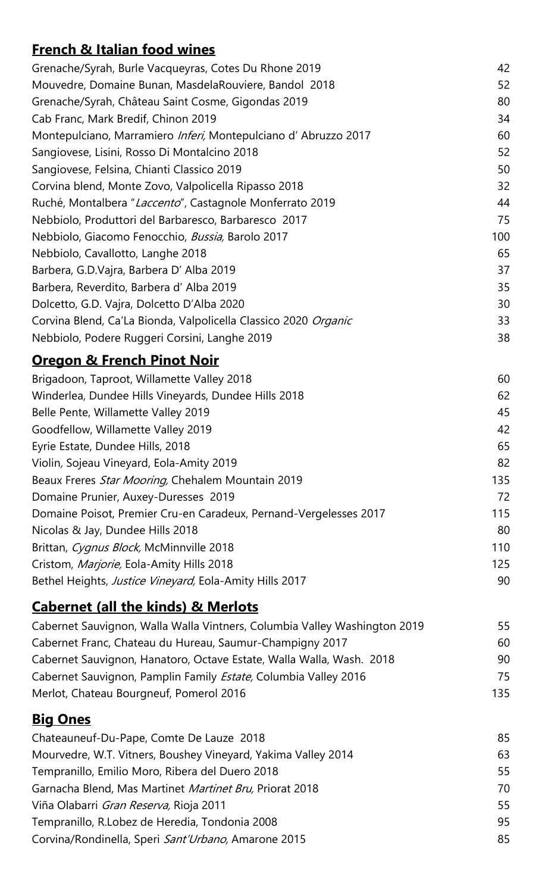## **French & Italian food wines**

| | |
|---|---|
| Grenache/Syrah, Burle Vacqueyras, Cotes Du Rhone 2019 | 42 |
| Mouvedre, Domaine Bunan, MasdelaRouviere, Bandol 2018 | 52 |
| Grenache/Syrah, Château Saint Cosme, Gigondas 2019 | 80 |
| Cab Franc, Mark Bredif, Chinon 2019 | 34 |
| Montepulciano, Marramiero *Inferi,* Montepulciano d' Abruzzo 2017 | 60 |
| Sangiovese, Lisini, Rosso Di Montalcino 2018 | 52 |
| Sangiovese, Felsina, Chianti Classico 2019 | 50 |
| Corvina blend, Monte Zovo, Valpolicella Ripasso 2018 | 32 |
| Ruché, Montalbera "*Laccento*", Castagnole Monferrato 2019 | 44 |
| Nebbiolo, Produttori del Barbaresco, Barbaresco 2017 | 75 |
| Nebbiolo, Giacomo Fenocchio, *Bussia,* Barolo 2017 | 100 |
| Nebbiolo, Cavallotto, Langhe 2018 | 65 |
| Barbera, G.D.Vajra, Barbera D' Alba 2019 | 37 |
| Barbera, Reverdito, Barbera d' Alba 2019 | 35 |
| Dolcetto, G.D. Vajra, Dolcetto D'Alba 2020 | 30 |
| Corvina Blend, Ca'La Bionda, Valpolicella Classico 2020 *Organic* | 33 |
| Nebbiolo, Podere Ruggeri Corsini, Langhe 2019 | 38 |

## **Oregon & French Pinot Noir**

| | |
|---|---|
| Brigadoon, Taproot, Willamette Valley 2018 | 60 |
| Winderlea, Dundee Hills Vineyards, Dundee Hills 2018 | 62 |
| Belle Pente, Willamette Valley 2019 | 45 |
| Goodfellow, Willamette Valley 2019 | 42 |
| Eyrie Estate, Dundee Hills, 2018 | 65 |
| Violin*,* Sojeau Vineyard, Eola-Amity 2019 | 82 |
| Beaux Freres *Star Mooring,* Chehalem Mountain 2019 | 135 |
| Domaine Prunier, Auxey-Duresses 2019 | 72 |
| Domaine Poisot, Premier Cru-en Caradeux, Pernand-Vergelesses 2017 | 115 |
| Nicolas & Jay, Dundee Hills 2018 | 80 |
| Brittan, *Cygnus Block,* McMinnville 2018 | 110 |
| Cristom, *Marjorie,* Eola-Amity Hills 2018 | 125 |
| Bethel Heights, *Justice Vineyard,* Eola-Amity Hills 2017 | 90 |

## **Cabernet (all the kinds) & Merlots**

| | |
|---|---|
| Cabernet Sauvignon, Walla Walla Vintners, Columbia Valley Washington 2019 | 55 |
| Cabernet Franc, Chateau du Hureau, Saumur-Champigny 2017 | 60 |
| Cabernet Sauvignon, Hanatoro, Octave Estate, Walla Walla, Wash. 2018 | 90 |
| Cabernet Sauvignon, Pamplin Family *Estate,* Columbia Valley 2016 | 75 |
| Merlot, Chateau Bourgneuf, Pomerol 2016 | 135 |

## **Big Ones**

| | |
|---|---|
| Chateauneuf-Du-Pape, Comte De Lauze 2018 | 85 |
| Mourvedre, W.T. Vitners, Boushey Vineyard, Yakima Valley 2014 | 63 |
| Tempranillo, Emilio Moro, Ribera del Duero 2018 | 55 |
| Garnacha Blend, Mas Martinet *Martinet Bru,* Priorat 2018 | 70 |
| Viña Olabarri *Gran Reserva,* Rioja 2011 | 55 |
| Tempranillo, R.Lobez de Heredia, Tondonia 2008 | 95 |
| Corvina/Rondinella, Speri *Sant'Urbano,* Amarone 2015 | 85 |